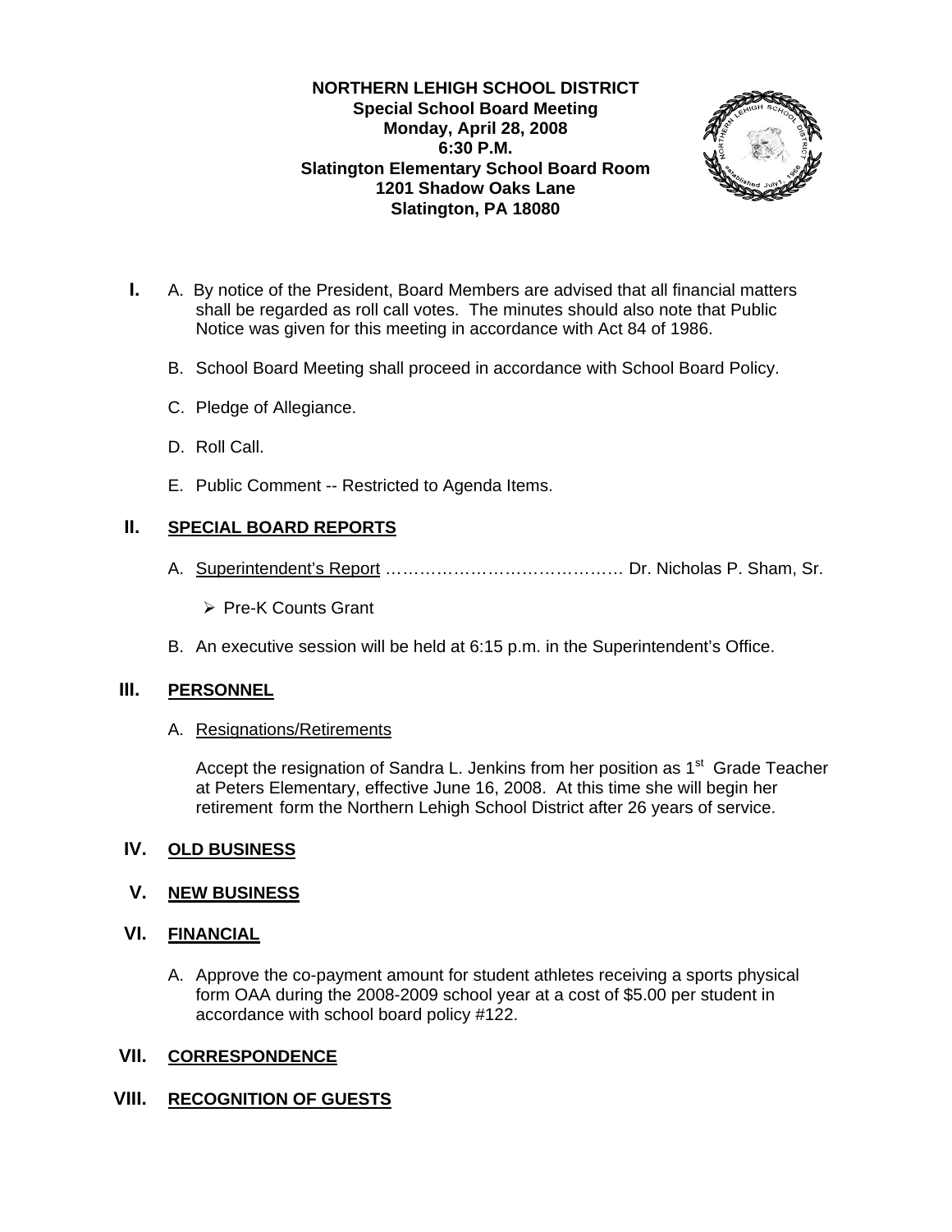**NORTHERN LEHIGH SCHOOL DISTRICT**
**Special School Board Meeting**
**Monday, April 28, 2008**
**6:30 P.M.**
**Slatington Elementary School Board Room**
**1201 Shadow Oaks Lane**
**Slatington, PA 18080**

**I.** A. By notice of the President, Board Members are advised that all financial matters shall be regarded as roll call votes. The minutes should also note that Public Notice was given for this meeting in accordance with Act 84 of 1986.

B. School Board Meeting shall proceed in accordance with School Board Policy.

C. Pledge of Allegiance.

D. Roll Call.

E. Public Comment -- Restricted to Agenda Items.

## II. SPECIAL BOARD REPORTS

A. Superintendent's Report …………………………………… Dr. Nicholas P. Sham, Sr.

- Pre-K Counts Grant

B. An executive session will be held at 6:15 p.m. in the Superintendent's Office.

## III. PERSONNEL

A. Resignations/Retirements

Accept the resignation of Sandra L. Jenkins from her position as 1st Grade Teacher at Peters Elementary, effective June 16, 2008. At this time she will begin her retirement form the Northern Lehigh School District after 26 years of service.

## IV. OLD BUSINESS

## V. NEW BUSINESS

## VI. FINANCIAL

A. Approve the co-payment amount for student athletes receiving a sports physical form OAA during the 2008-2009 school year at a cost of $5.00 per student in accordance with school board policy #122.

## VII. CORRESPONDENCE

## VIII. RECOGNITION OF GUESTS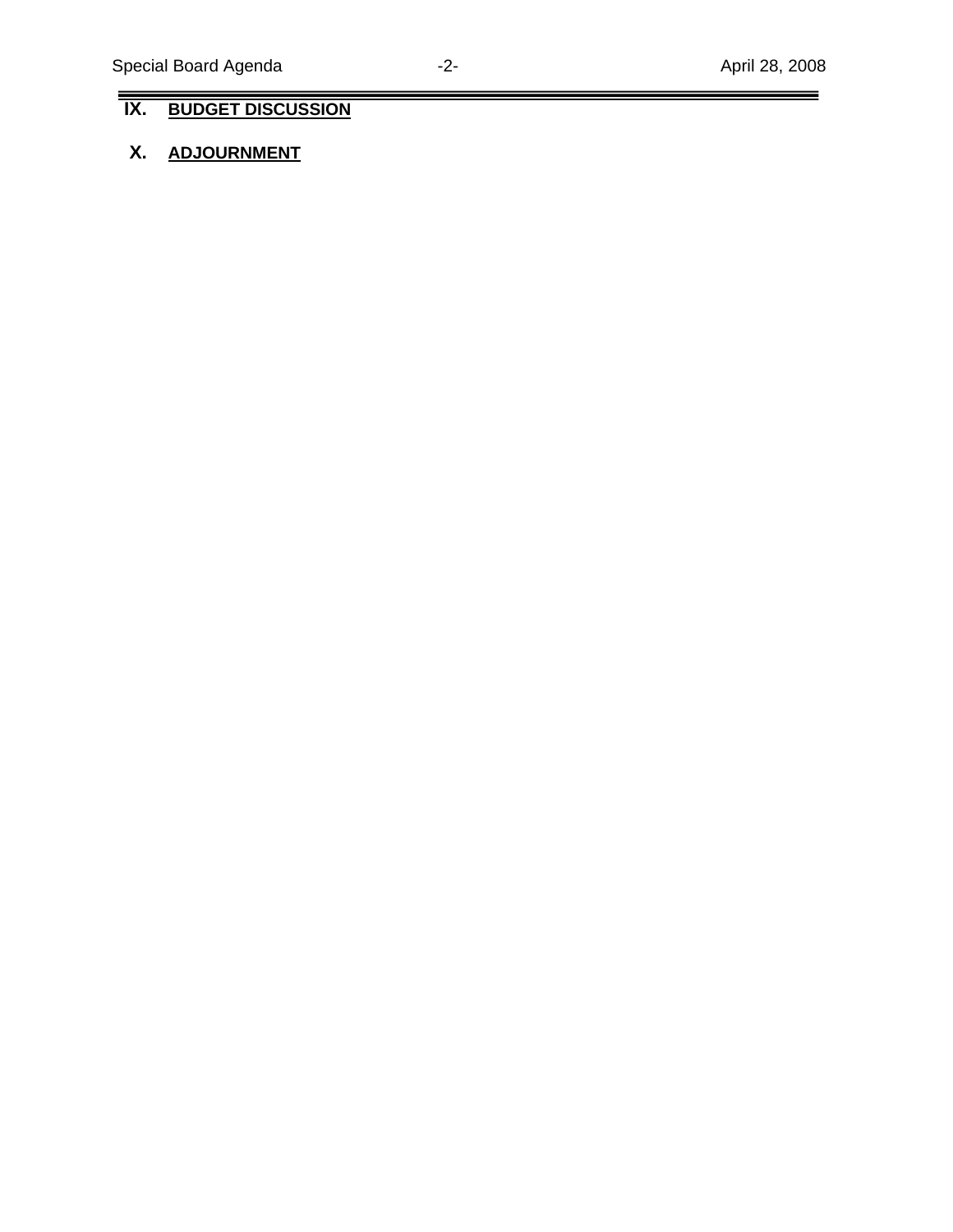**IX. BUDGET DISCUSSION**

**X. ADJOURNMENT**